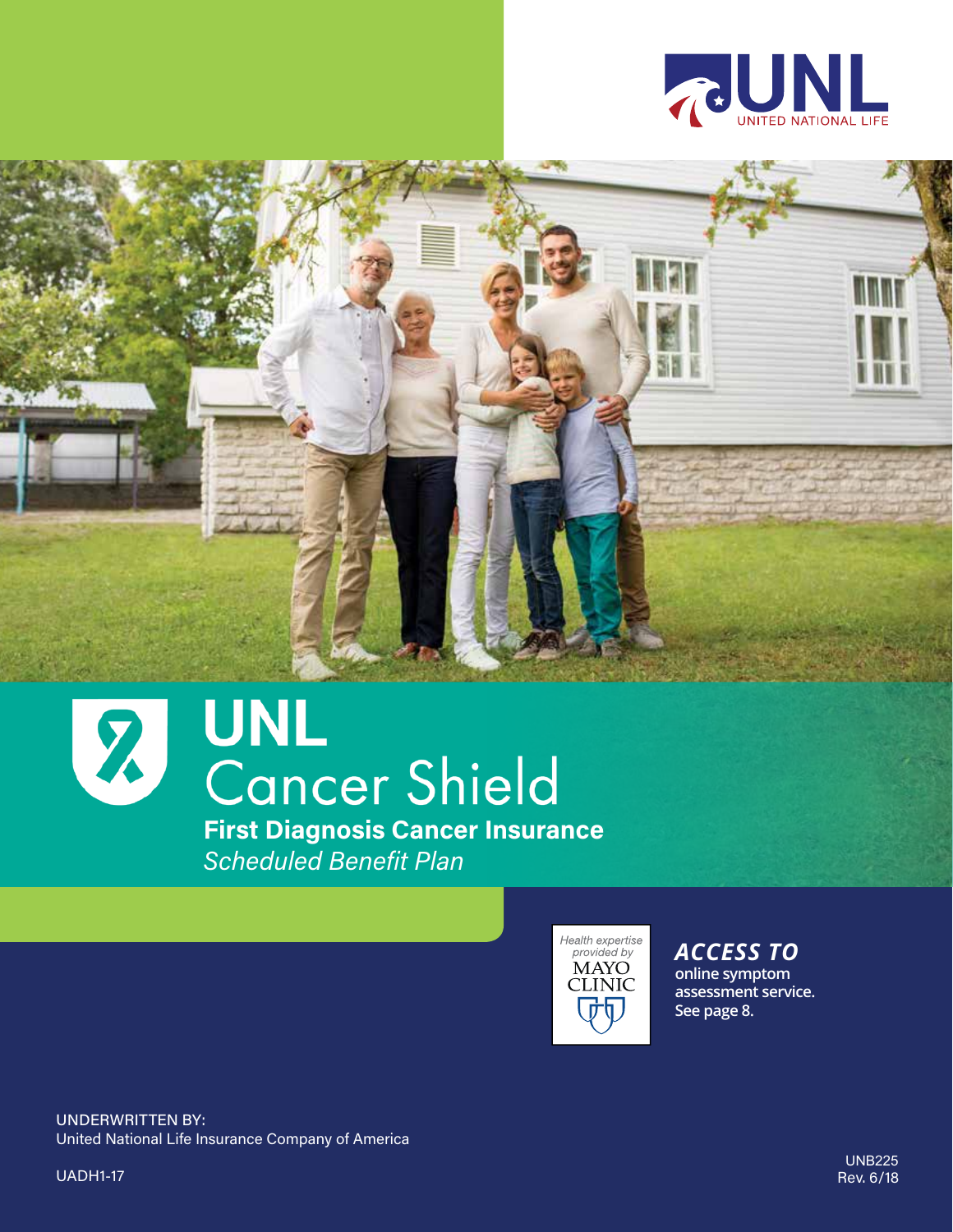UNL

UNITED NATIONAL LIFE

# UNL Cancer Shield

## First Diagnosis Cancer Insurance

*Scheduled Benefit Plan*

Health expertise provided by MAYO CLINIC

***ACCESS TO***

**online symptom assessment service. See page 8.**

UNDERWRITTEN BY:
United National Life Insurance Company of America

UADH1-17

UNB225
Rev. 6/18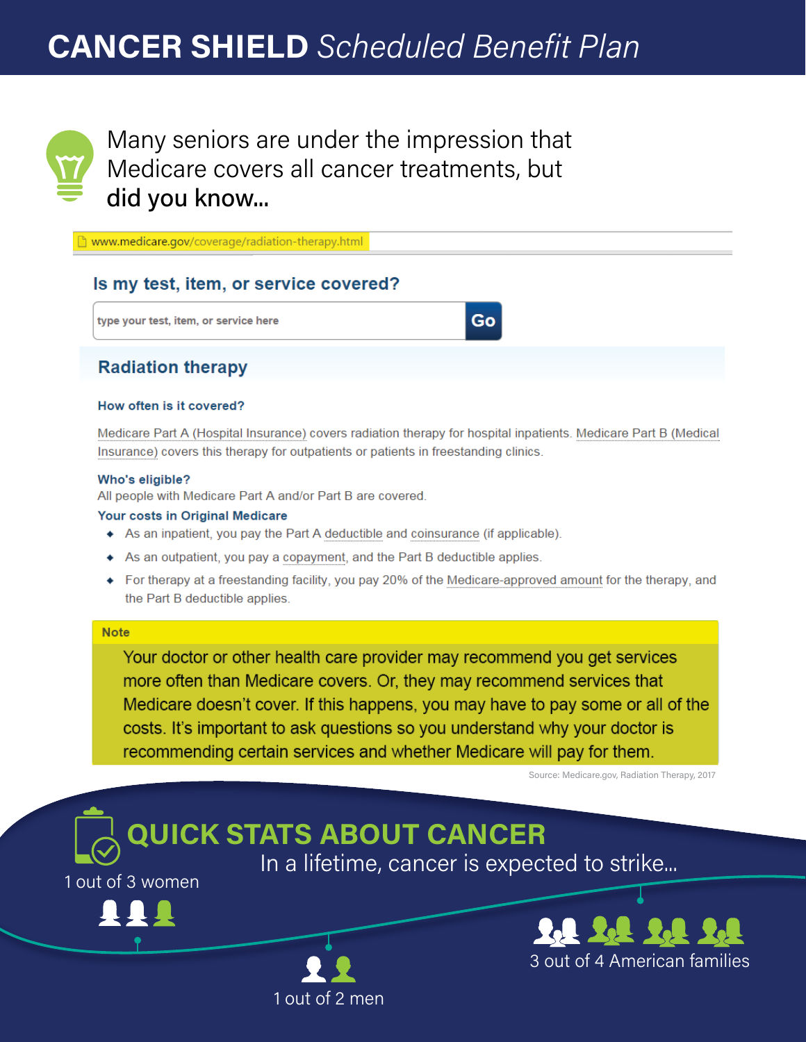# **CANCER SHIELD** *Scheduled Benefit Plan*

Many seniors are under the impression that Medicare covers all cancer treatments, but **did you know...**

www.medicare.gov/coverage/radiation-therapy.html

### Is my test, item, or service covered?

type your test, item, or service here — Go

## Radiation therapy

**How often is it covered?**

Medicare Part A (Hospital Insurance) covers radiation therapy for hospital inpatients. Medicare Part B (Medical Insurance) covers this therapy for outpatients or patients in freestanding clinics.

**Who's eligible?**

All people with Medicare Part A and/or Part B are covered.

**Your costs in Original Medicare**

- As an inpatient, you pay the Part A deductible and coinsurance (if applicable).
- As an outpatient, you pay a copayment, and the Part B deductible applies.
- For therapy at a freestanding facility, you pay 20% of the Medicare-approved amount for the therapy, and the Part B deductible applies.

**Note**

Your doctor or other health care provider may recommend you get services more often than Medicare covers. Or, they may recommend services that Medicare doesn't cover. If this happens, you may have to pay some or all of the costs. It's important to ask questions so you understand why your doctor is recommending certain services and whether Medicare will pay for them.

Source: Medicare.gov, Radiation Therapy, 2017

## QUICK STATS ABOUT CANCER

In a lifetime, cancer is expected to strike...

- 1 out of 3 women
- 1 out of 2 men
- 3 out of 4 American families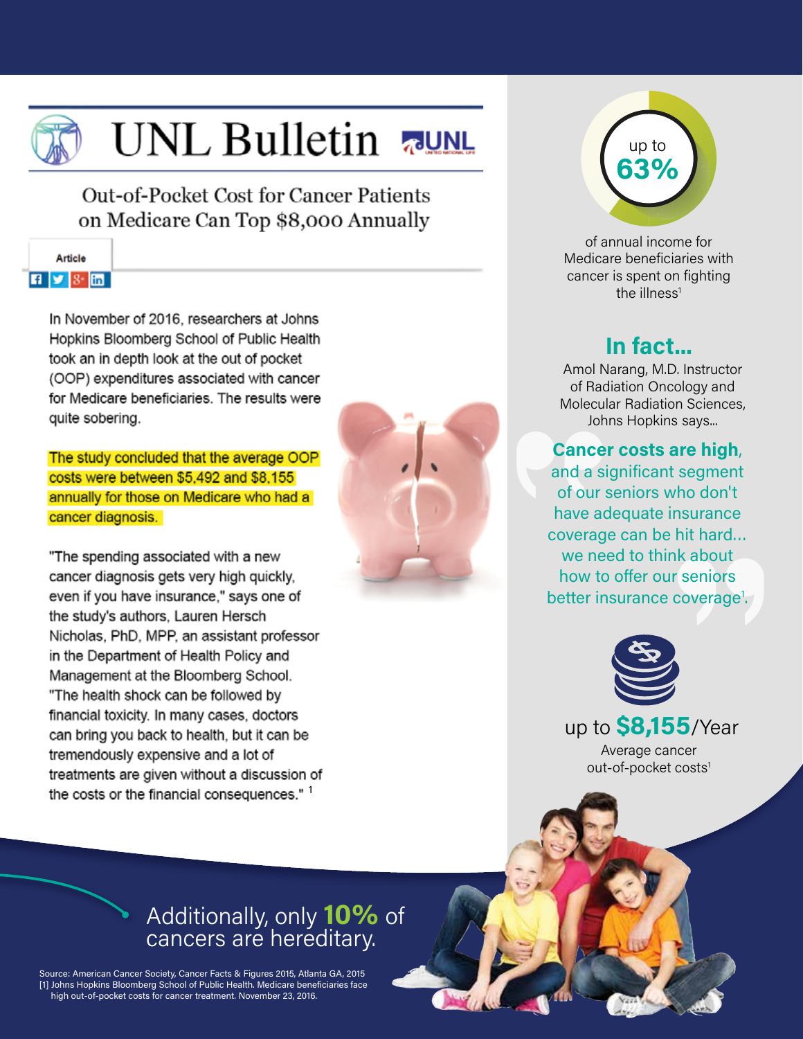# UNL Bulletin

## Out-of-Pocket Cost for Cancer Patients on Medicare Can Top $8,000 Annually

Article

In November of 2016, researchers at Johns Hopkins Bloomberg School of Public Health took an in depth look at the out of pocket (OOP) expenditures associated with cancer for Medicare beneficiaries. The results were quite sobering.

The study concluded that the average OOP costs were between $5,492 and $8,155 annually for those on Medicare who had a cancer diagnosis.

"The spending associated with a new cancer diagnosis gets very high quickly, even if you have insurance," says one of the study's authors, Lauren Hersch Nicholas, PhD, MPP, an assistant professor in the Department of Health Policy and Management at the Bloomberg School. "The health shock can be followed by financial toxicity. In many cases, doctors can bring you back to health, but it can be tremendously expensive and a lot of treatments are given without a discussion of the costs or the financial consequences." [1]

up to **63%**

of annual income for Medicare beneficiaries with cancer is spent on fighting the illness[1]

## In fact...

Amol Narang, M.D. Instructor of Radiation Oncology and Molecular Radiation Sciences, Johns Hopkins says...

> **Cancer costs are high**, and a significant segment of our seniors who don't have adequate insurance coverage can be hit hard... we need to think about how to offer our seniors better insurance coverage[1].

up to **$8,155**/Year

Average cancer out-of-pocket costs[1]

Additionally, only **10%** of cancers are hereditary.

Source: American Cancer Society, Cancer Facts & Figures 2015, Atlanta GA, 2015
[1] Johns Hopkins Bloomberg School of Public Health. Medicare beneficiaries face high out-of-pocket costs for cancer treatment. November 23, 2016.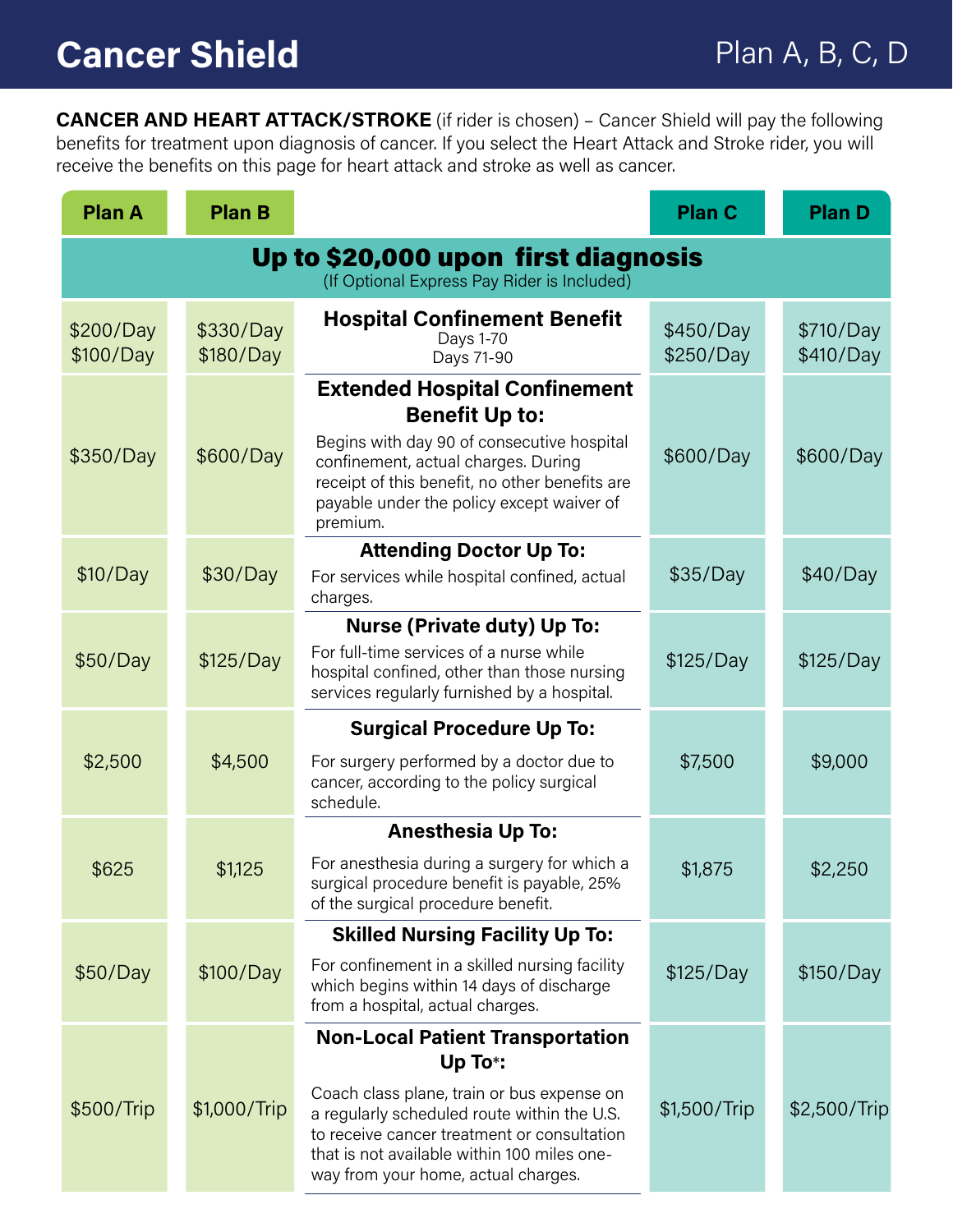# Cancer Shield

Plan A, B, C, D

**CANCER AND HEART ATTACK/STROKE** (if rider is chosen) – Cancer Shield will pay the following benefits for treatment upon diagnosis of cancer. If you select the Heart Attack and Stroke rider, you will receive the benefits on this page for heart attack and stroke as well as cancer.

| Plan A | Plan B | | Plan C | Plan D |
|---|---|---|---|---|
| | | **Up to $20,000 upon first diagnosis** (If Optional Express Pay Rider is Included) | | |
| $200/Day<br>$100/Day | $330/Day<br>$180/Day | **Hospital Confinement Benefit**<br>Days 1-70<br>Days 71-90 | $450/Day<br>$250/Day | $710/Day<br>$410/Day |
| $350/Day | $600/Day | **Extended Hospital Confinement Benefit Up to:**<br>Begins with day 90 of consecutive hospital confinement, actual charges. During receipt of this benefit, no other benefits are payable under the policy except waiver of premium. | $600/Day | $600/Day |
| $10/Day | $30/Day | **Attending Doctor Up To:**<br>For services while hospital confined, actual charges. | $35/Day | $40/Day |
| $50/Day | $125/Day | **Nurse (Private duty) Up To:**<br>For full-time services of a nurse while hospital confined, other than those nursing services regularly furnished by a hospital. | $125/Day | $125/Day |
| $2,500 | $4,500 | **Surgical Procedure Up To:**<br>For surgery performed by a doctor due to cancer, according to the policy surgical schedule. | $7,500 | $9,000 |
| $625 | $1,125 | **Anesthesia Up To:**<br>For anesthesia during a surgery for which a surgical procedure benefit is payable, 25% of the surgical procedure benefit. | $1,875 | $2,250 |
| $50/Day | $100/Day | **Skilled Nursing Facility Up To:**<br>For confinement in a skilled nursing facility which begins within 14 days of discharge from a hospital, actual charges. | $125/Day | $150/Day |
| $500/Trip | $1,000/Trip | **Non-Local Patient Transportation Up To*:**<br>Coach class plane, train or bus expense on a regularly scheduled route within the U.S. to receive cancer treatment or consultation that is not available within 100 miles one-way from your home, actual charges. | $1,500/Trip | $2,500/Trip |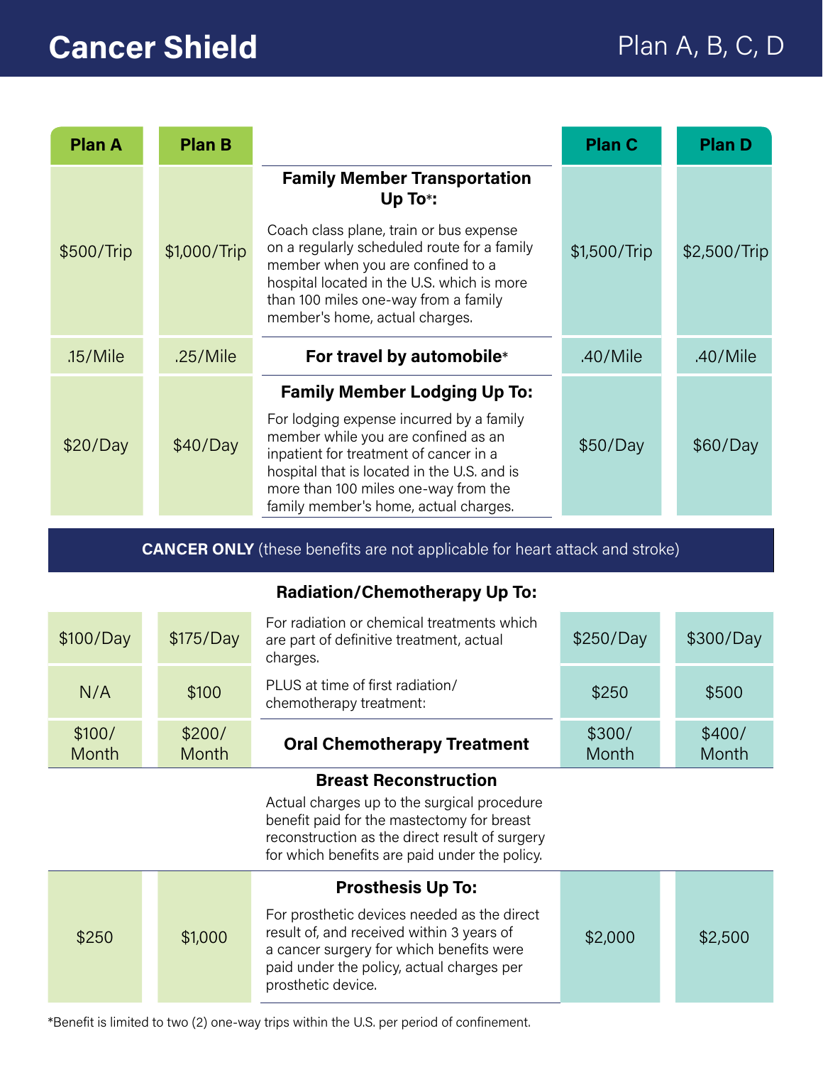# Cancer Shield

Plan A, B, C, D

| Plan A | Plan B | Benefit | Plan C | Plan D |
|---|---|---|---|---|
| $500/Trip | $1,000/Trip | **Family Member Transportation Up To*:** Coach class plane, train or bus expense on a regularly scheduled route for a family member when you are confined to a hospital located in the U.S. which is more than 100 miles one-way from a family member's home, actual charges. | $1,500/Trip | $2,500/Trip |
| .15/Mile | .25/Mile | **For travel by automobile*** | .40/Mile | .40/Mile |
| $20/Day | $40/Day | **Family Member Lodging Up To:** For lodging expense incurred by a family member while you are confined as an inpatient for treatment of cancer in a hospital that is located in the U.S. and is more than 100 miles one-way from the family member's home, actual charges. | $50/Day | $60/Day |

**CANCER ONLY** (these benefits are not applicable for heart attack and stroke)

| Plan A | Plan B | Benefit | Plan C | Plan D |
|---|---|---|---|---|
| | | **Radiation/Chemotherapy Up To:** | | |
| $100/Day | $175/Day | For radiation or chemical treatments which are part of definitive treatment, actual charges. | $250/Day | $300/Day |
| N/A | $100 | PLUS at time of first radiation/ chemotherapy treatment: | $250 | $500 |
| $100/ Month | $200/ Month | **Oral Chemotherapy Treatment** | $300/ Month | $400/ Month |
| | | **Breast Reconstruction** Actual charges up to the surgical procedure benefit paid for the mastectomy for breast reconstruction as the direct result of surgery for which benefits are paid under the policy. | | |
| $250 | $1,000 | **Prosthesis Up To:** For prosthetic devices needed as the direct result of, and received within 3 years of a cancer surgery for which benefits were paid under the policy, actual charges per prosthetic device. | $2,000 | $2,500 |

*Benefit is limited to two (2) one-way trips within the U.S. per period of confinement.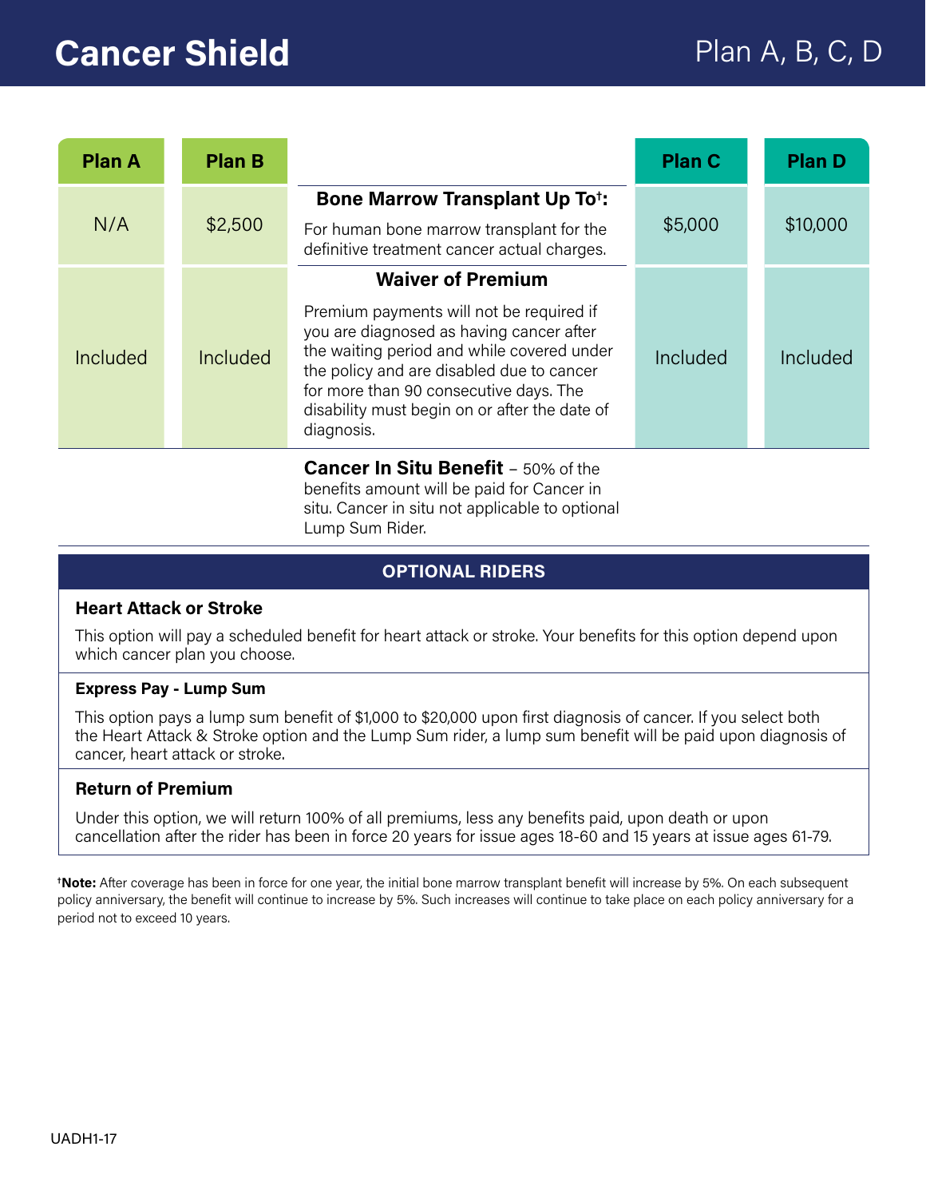# Cancer Shield

Plan A, B, C, D

| Plan A | Plan B | | Plan C | Plan D |
|---|---|---|---|---|
| N/A | $2,500 | **Bone Marrow Transplant Up To†:** For human bone marrow transplant for the definitive treatment cancer actual charges. | $5,000 | $10,000 |
| Included | Included | **Waiver of Premium** Premium payments will not be required if you are diagnosed as having cancer after the waiting period and while covered under the policy and are disabled due to cancer for more than 90 consecutive days. The disability must begin on or after the date of diagnosis. | Included | Included |

**Cancer In Situ Benefit** – 50% of the benefits amount will be paid for Cancer in situ. Cancer in situ not applicable to optional Lump Sum Rider.

## OPTIONAL RIDERS

**Heart Attack or Stroke**

This option will pay a scheduled benefit for heart attack or stroke. Your benefits for this option depend upon which cancer plan you choose.

**Express Pay - Lump Sum**

This option pays a lump sum benefit of $1,000 to $20,000 upon first diagnosis of cancer. If you select both the Heart Attack & Stroke option and the Lump Sum rider, a lump sum benefit will be paid upon diagnosis of cancer, heart attack or stroke.

**Return of Premium**

Under this option, we will return 100% of all premiums, less any benefits paid, upon death or upon cancellation after the rider has been in force 20 years for issue ages 18-60 and 15 years at issue ages 61-79.

†**Note:** After coverage has been in force for one year, the initial bone marrow transplant benefit will increase by 5%. On each subsequent policy anniversary, the benefit will continue to increase by 5%. Such increases will continue to take place on each policy anniversary for a period not to exceed 10 years.

UADH1-17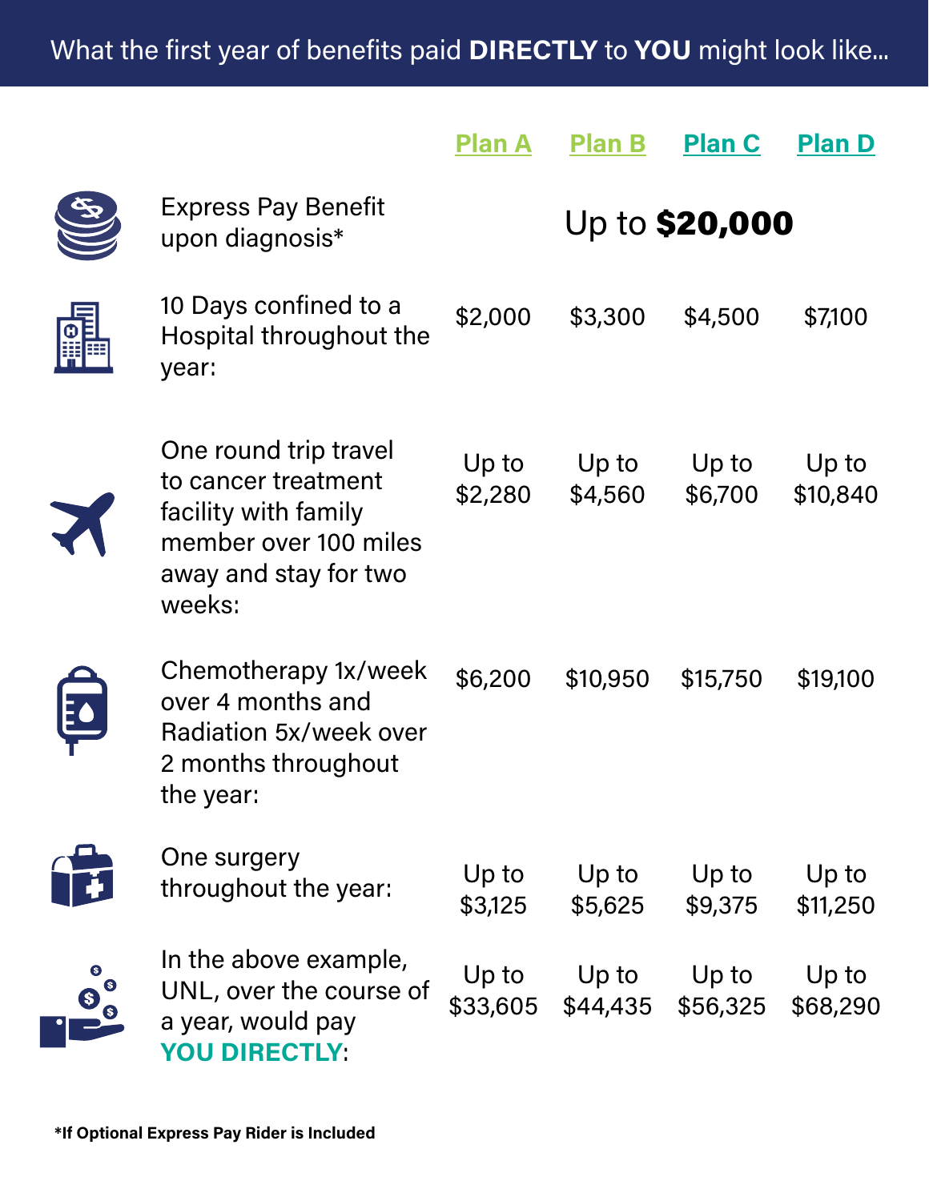# What the first year of benefits paid **DIRECTLY** to **YOU** might look like...

| | Plan A | Plan B | Plan C | Plan D |
|---|---|---|---|---|
| Express Pay Benefit upon diagnosis* | Up to **$20,000** | | | |
| 10 Days confined to a Hospital throughout the year: | $2,000 | $3,300 | $4,500 | $7,100 |
| One round trip travel to cancer treatment facility with family member over 100 miles away and stay for two weeks: | Up to $2,280 | Up to $4,560 | Up to $6,700 | Up to $10,840 |
| Chemotherapy 1x/week over 4 months and Radiation 5x/week over 2 months throughout the year: | $6,200 | $10,950 | $15,750 | $19,100 |
| One surgery throughout the year: | Up to $3,125 | Up to $5,625 | Up to $9,375 | Up to $11,250 |
| In the above example, UNL, over the course of a year, would pay **YOU DIRECTLY**: | Up to $33,605 | Up to $44,435 | Up to $56,325 | Up to $68,290 |

***If Optional Express Pay Rider is Included**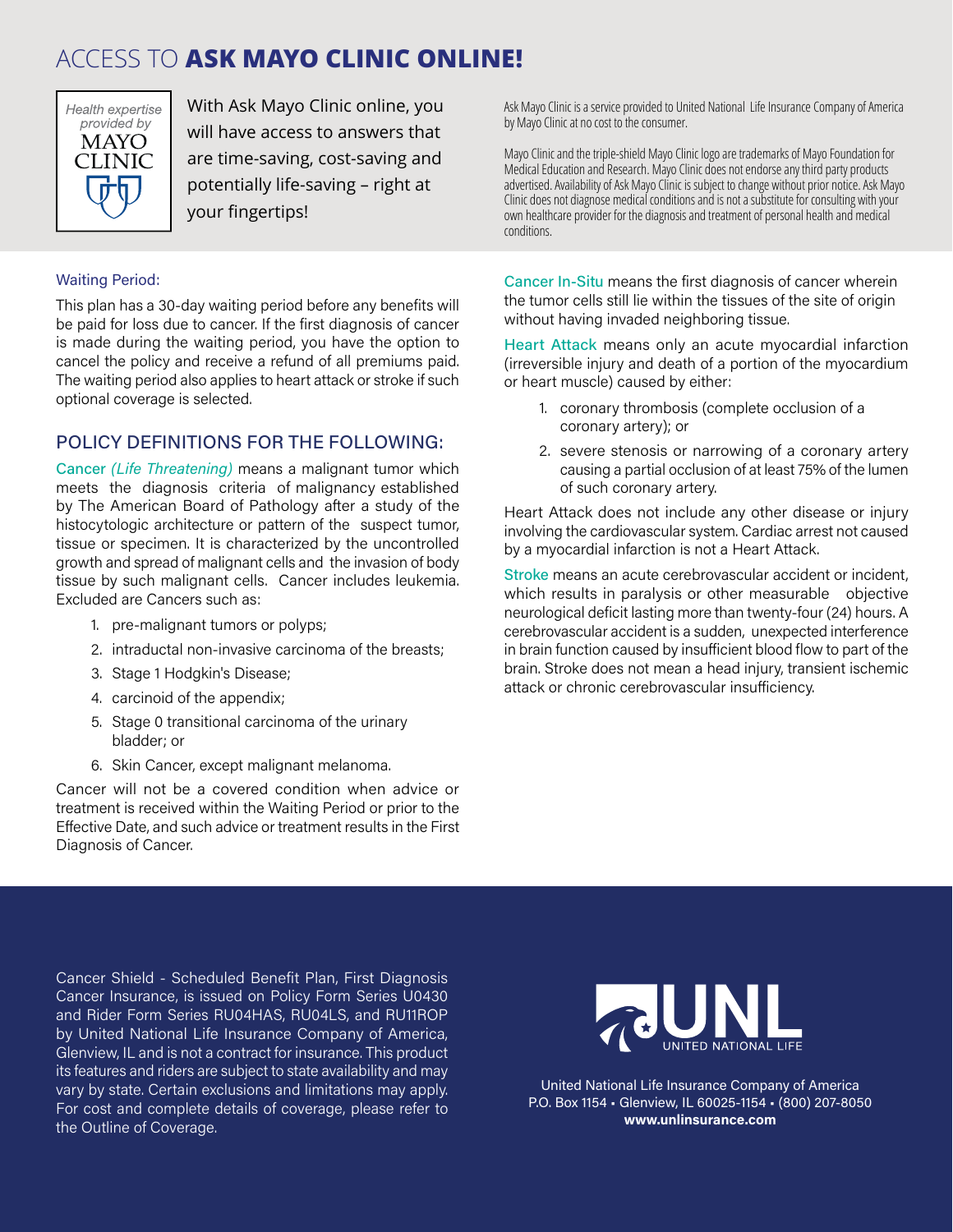# ACCESS TO **ASK MAYO CLINIC ONLINE!**

Health expertise provided by MAYO CLINIC

With Ask Mayo Clinic online, you will have access to answers that are time-saving, cost-saving and potentially life-saving – right at your fingertips!

Ask Mayo Clinic is a service provided to United National Life Insurance Company of America by Mayo Clinic at no cost to the consumer.

Mayo Clinic and the triple-shield Mayo Clinic logo are trademarks of Mayo Foundation for Medical Education and Research. Mayo Clinic does not endorse any third party products advertised. Availability of Ask Mayo Clinic is subject to change without prior notice. Ask Mayo Clinic does not diagnose medical conditions and is not a substitute for consulting with your own healthcare provider for the diagnosis and treatment of personal health and medical conditions.

### Waiting Period:

This plan has a 30-day waiting period before any benefits will be paid for loss due to cancer. If the first diagnosis of cancer is made during the waiting period, you have the option to cancel the policy and receive a refund of all premiums paid. The waiting period also applies to heart attack or stroke if such optional coverage is selected.

## POLICY DEFINITIONS FOR THE FOLLOWING:

**Cancer** *(Life Threatening)* means a malignant tumor which meets the diagnosis criteria of malignancy established by The American Board of Pathology after a study of the histocytologic architecture or pattern of the suspect tumor, tissue or specimen. It is characterized by the uncontrolled growth and spread of malignant cells and the invasion of body tissue by such malignant cells. Cancer includes leukemia. Excluded are Cancers such as:

1. pre-malignant tumors or polyps;
2. intraductal non-invasive carcinoma of the breasts;
3. Stage 1 Hodgkin's Disease;
4. carcinoid of the appendix;
5. Stage 0 transitional carcinoma of the urinary bladder; or
6. Skin Cancer, except malignant melanoma.

Cancer will not be a covered condition when advice or treatment is received within the Waiting Period or prior to the Effective Date, and such advice or treatment results in the First Diagnosis of Cancer.

**Cancer In-Situ** means the first diagnosis of cancer wherein the tumor cells still lie within the tissues of the site of origin without having invaded neighboring tissue.

**Heart Attack** means only an acute myocardial infarction (irreversible injury and death of a portion of the myocardium or heart muscle) caused by either:

1. coronary thrombosis (complete occlusion of a coronary artery); or
2. severe stenosis or narrowing of a coronary artery causing a partial occlusion of at least 75% of the lumen of such coronary artery.

Heart Attack does not include any other disease or injury involving the cardiovascular system. Cardiac arrest not caused by a myocardial infarction is not a Heart Attack.

**Stroke** means an acute cerebrovascular accident or incident, which results in paralysis or other measurable objective neurological deficit lasting more than twenty-four (24) hours. A cerebrovascular accident is a sudden, unexpected interference in brain function caused by insufficient blood flow to part of the brain. Stroke does not mean a head injury, transient ischemic attack or chronic cerebrovascular insufficiency.

Cancer Shield - Scheduled Benefit Plan, First Diagnosis Cancer Insurance, is issued on Policy Form Series U0430 and Rider Form Series RU04HAS, RU04LS, and RU11ROP by United National Life Insurance Company of America, Glenview, IL and is not a contract for insurance. This product its features and riders are subject to state availability and may vary by state. Certain exclusions and limitations may apply. For cost and complete details of coverage, please refer to the Outline of Coverage.

UNL UNITED NATIONAL LIFE

United National Life Insurance Company of America
P.O. Box 1154 • Glenview, IL 60025-1154 • (800) 207-8050
**www.unlinsurance.com**